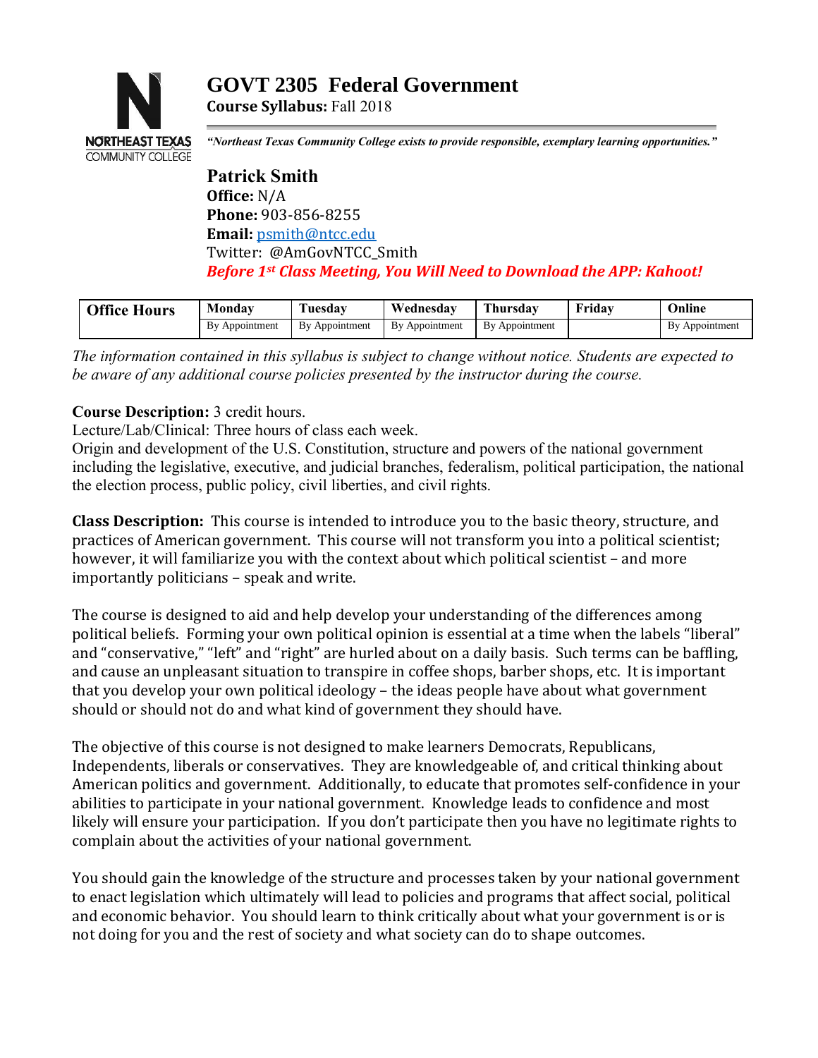# GOVT 2305 Federal Government

**Course Syllabus:** Fall 2018

*"Northeast Texas Community College exists to provide responsible, exemplary learning opportunities."*

**Patrick Smith**
**Office:** N/A
**Phone:** 903-856-8255
**Email:** psmith@ntcc.edu
Twitter: @AmGovNTCC_Smith

***Before 1st Class Meeting, You Will Need to Download the APP: Kahoot!***

| Office Hours | Monday | Tuesday | Wednesday | Thursday | Friday | Online |
|---|---|---|---|---|---|---|
| | By Appointment | By Appointment | By Appointment | By Appointment | | By Appointment |

*The information contained in this syllabus is subject to change without notice. Students are expected to be aware of any additional course policies presented by the instructor during the course.*

**Course Description:** 3 credit hours.
Lecture/Lab/Clinical: Three hours of class each week.
Origin and development of the U.S. Constitution, structure and powers of the national government including the legislative, executive, and judicial branches, federalism, political participation, the national the election process, public policy, civil liberties, and civil rights.

**Class Description:** This course is intended to introduce you to the basic theory, structure, and practices of American government. This course will not transform you into a political scientist; however, it will familiarize you with the context about which political scientist – and more importantly politicians – speak and write.

The course is designed to aid and help develop your understanding of the differences among political beliefs. Forming your own political opinion is essential at a time when the labels "liberal" and "conservative," "left" and "right" are hurled about on a daily basis. Such terms can be baffling, and cause an unpleasant situation to transpire in coffee shops, barber shops, etc. It is important that you develop your own political ideology – the ideas people have about what government should or should not do and what kind of government they should have.

The objective of this course is not designed to make learners Democrats, Republicans, Independents, liberals or conservatives. They are knowledgeable of, and critical thinking about American politics and government. Additionally, to educate that promotes self-confidence in your abilities to participate in your national government. Knowledge leads to confidence and most likely will ensure your participation. If you don't participate then you have no legitimate rights to complain about the activities of your national government.

You should gain the knowledge of the structure and processes taken by your national government to enact legislation which ultimately will lead to policies and programs that affect social, political and economic behavior. You should learn to think critically about what your government is or is not doing for you and the rest of society and what society can do to shape outcomes.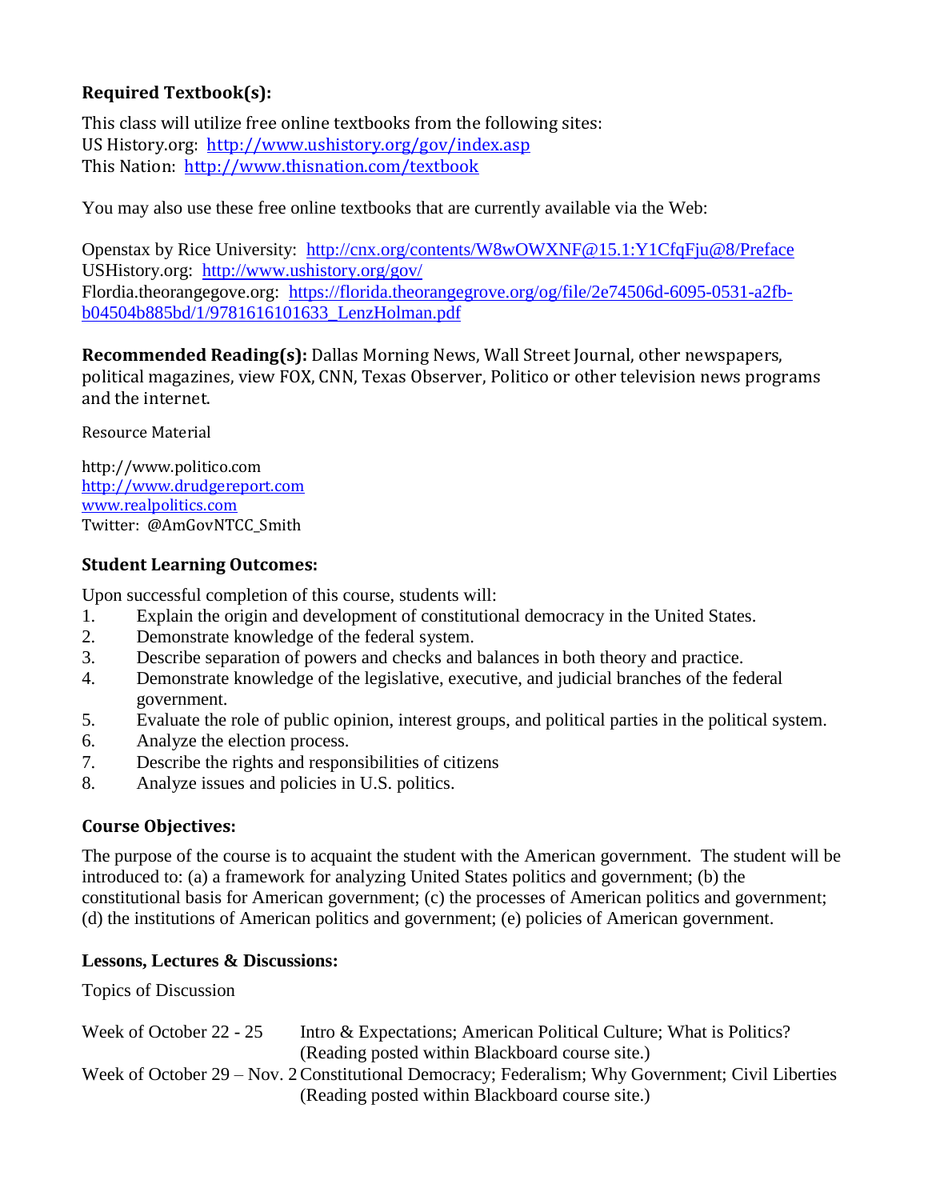### Required Textbook(s):

This class will utilize free online textbooks from the following sites:
US History.org: http://www.ushistory.org/gov/index.asp
This Nation: http://www.thisnation.com/textbook

You may also use these free online textbooks that are currently available via the Web:

Openstax by Rice University: http://cnx.org/contents/W8wOWXNF@15.1:Y1CfqFju@8/Preface
USHistory.org: http://www.ushistory.org/gov/
Flordia.theorangegove.org: https://florida.theorangegrove.org/og/file/2e74506d-6095-0531-a2fb-b04504b885bd/1/9781616101633_LenzHolman.pdf

**Recommended Reading(s):** Dallas Morning News, Wall Street Journal, other newspapers, political magazines, view FOX, CNN, Texas Observer, Politico or other television news programs and the internet.

Resource Material

http://www.politico.com
http://www.drudgereport.com
www.realpolitics.com
Twitter: @AmGovNTCC_Smith

### Student Learning Outcomes:

Upon successful completion of this course, students will:

1. Explain the origin and development of constitutional democracy in the United States.
2. Demonstrate knowledge of the federal system.
3. Describe separation of powers and checks and balances in both theory and practice.
4. Demonstrate knowledge of the legislative, executive, and judicial branches of the federal government.
5. Evaluate the role of public opinion, interest groups, and political parties in the political system.
6. Analyze the election process.
7. Describe the rights and responsibilities of citizens
8. Analyze issues and policies in U.S. politics.

### Course Objectives:

The purpose of the course is to acquaint the student with the American government. The student will be introduced to: (a) a framework for analyzing United States politics and government; (b) the constitutional basis for American government; (c) the processes of American politics and government; (d) the institutions of American politics and government; (e) policies of American government.

### Lessons, Lectures & Discussions:

Topics of Discussion

| | |
|---|---|
| Week of October 22 - 25 | Intro & Expectations; American Political Culture; What is Politics? (Reading posted within Blackboard course site.) |
| Week of October 29 – Nov. 2 | Constitutional Democracy; Federalism; Why Government; Civil Liberties (Reading posted within Blackboard course site.) |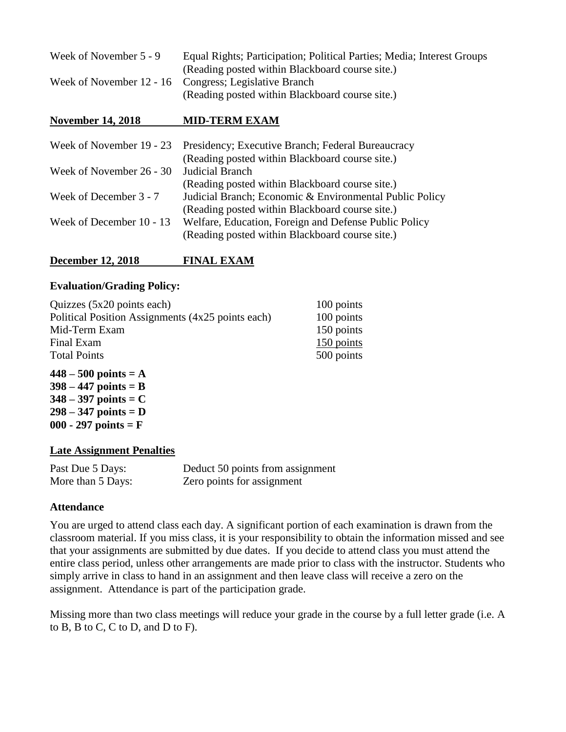| | |
|---|---|
| Week of November 5 - 9 | Equal Rights; Participation; Political Parties; Media; Interest Groups (Reading posted within Blackboard course site.) |
| Week of November 12 - 16 | Congress; Legislative Branch (Reading posted within Blackboard course site.) |

**November 14, 2018** **MID-TERM EXAM**

| | |
|---|---|
| Week of November 19 - 23 | Presidency; Executive Branch; Federal Bureaucracy (Reading posted within Blackboard course site.) |
| Week of November 26 - 30 | Judicial Branch (Reading posted within Blackboard course site.) |
| Week of December 3 - 7 | Judicial Branch; Economic & Environmental Public Policy (Reading posted within Blackboard course site.) |
| Week of December 10 - 13 | Welfare, Education, Foreign and Defense Public Policy (Reading posted within Blackboard course site.) |

**December 12, 2018** **FINAL EXAM**

**Evaluation/Grading Policy:**

| | |
|---|---|
| Quizzes (5x20 points each) | 100 points |
| Political Position Assignments (4x25 points each) | 100 points |
| Mid-Term Exam | 150 points |
| Final Exam | 150 points |
| Total Points | 500 points |

**448 – 500 points = A**
**398 – 447 points = B**
**348 – 397 points = C**
**298 – 347 points = D**
**000 - 297 points = F**

**Late Assignment Penalties**

| | |
|---|---|
| Past Due 5 Days: | Deduct 50 points from assignment |
| More than 5 Days: | Zero points for assignment |

**Attendance**

You are urged to attend class each day. A significant portion of each examination is drawn from the classroom material. If you miss class, it is your responsibility to obtain the information missed and see that your assignments are submitted by due dates. If you decide to attend class you must attend the entire class period, unless other arrangements are made prior to class with the instructor. Students who simply arrive in class to hand in an assignment and then leave class will receive a zero on the assignment. Attendance is part of the participation grade.

Missing more than two class meetings will reduce your grade in the course by a full letter grade (i.e. A to B, B to C, C to D, and D to F).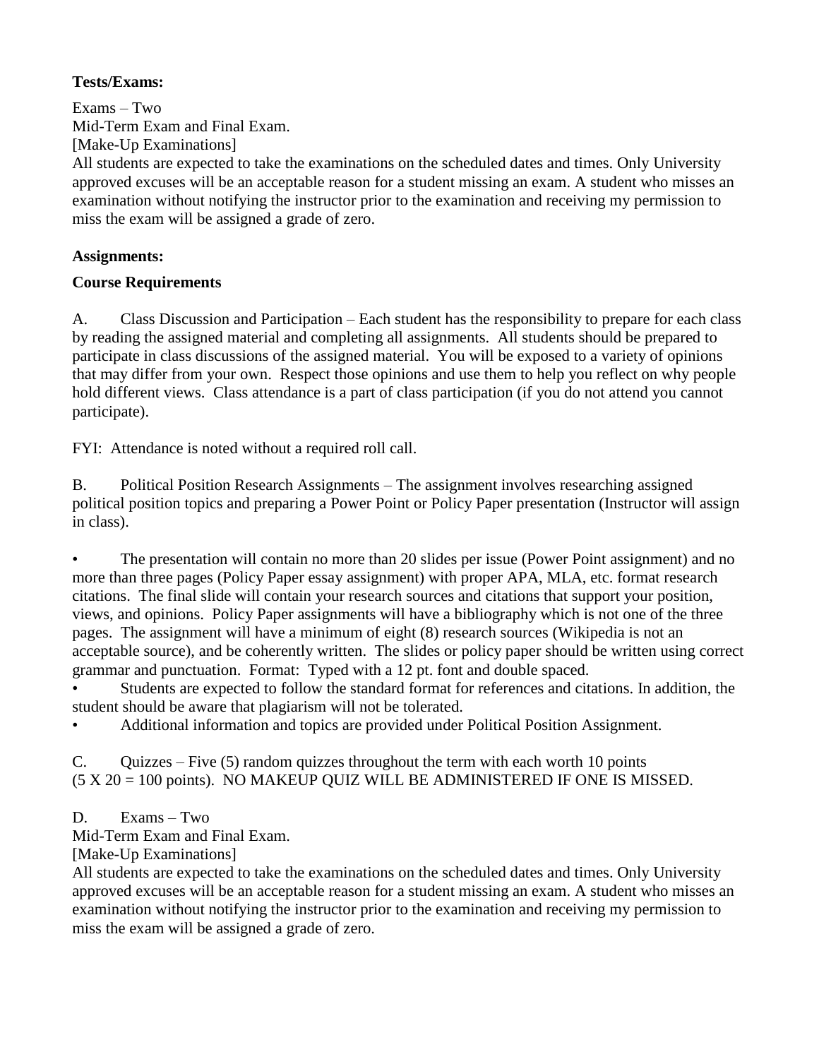**Tests/Exams:**

Exams – Two
Mid-Term Exam and Final Exam.
[Make-Up Examinations]
All students are expected to take the examinations on the scheduled dates and times. Only University approved excuses will be an acceptable reason for a student missing an exam. A student who misses an examination without notifying the instructor prior to the examination and receiving my permission to miss the exam will be assigned a grade of zero.

**Assignments:**

**Course Requirements**

A. Class Discussion and Participation – Each student has the responsibility to prepare for each class by reading the assigned material and completing all assignments. All students should be prepared to participate in class discussions of the assigned material. You will be exposed to a variety of opinions that may differ from your own. Respect those opinions and use them to help you reflect on why people hold different views. Class attendance is a part of class participation (if you do not attend you cannot participate).

FYI: Attendance is noted without a required roll call.

B. Political Position Research Assignments – The assignment involves researching assigned political position topics and preparing a Power Point or Policy Paper presentation (Instructor will assign in class).

- The presentation will contain no more than 20 slides per issue (Power Point assignment) and no more than three pages (Policy Paper essay assignment) with proper APA, MLA, etc. format research citations. The final slide will contain your research sources and citations that support your position, views, and opinions. Policy Paper assignments will have a bibliography which is not one of the three pages. The assignment will have a minimum of eight (8) research sources (Wikipedia is not an acceptable source), and be coherently written. The slides or policy paper should be written using correct grammar and punctuation. Format: Typed with a 12 pt. font and double spaced.
- Students are expected to follow the standard format for references and citations. In addition, the student should be aware that plagiarism will not be tolerated.
- Additional information and topics are provided under Political Position Assignment.

C. Quizzes – Five (5) random quizzes throughout the term with each worth 10 points (5 X 20 = 100 points). NO MAKEUP QUIZ WILL BE ADMINISTERED IF ONE IS MISSED.

D. Exams – Two
Mid-Term Exam and Final Exam.
[Make-Up Examinations]
All students are expected to take the examinations on the scheduled dates and times. Only University approved excuses will be an acceptable reason for a student missing an exam. A student who misses an examination without notifying the instructor prior to the examination and receiving my permission to miss the exam will be assigned a grade of zero.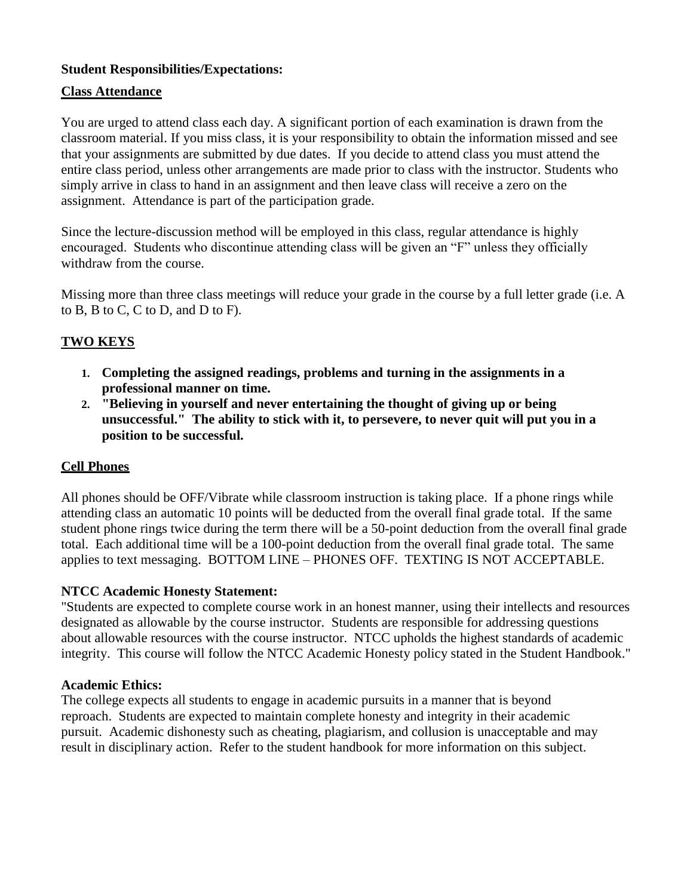**Student Responsibilities/Expectations:**

**Class Attendance**

You are urged to attend class each day. A significant portion of each examination is drawn from the classroom material. If you miss class, it is your responsibility to obtain the information missed and see that your assignments are submitted by due dates. If you decide to attend class you must attend the entire class period, unless other arrangements are made prior to class with the instructor. Students who simply arrive in class to hand in an assignment and then leave class will receive a zero on the assignment. Attendance is part of the participation grade.

Since the lecture-discussion method will be employed in this class, regular attendance is highly encouraged. Students who discontinue attending class will be given an "F" unless they officially withdraw from the course.

Missing more than three class meetings will reduce your grade in the course by a full letter grade (i.e. A to B, B to C, C to D, and D to F).

**TWO KEYS**

1. **Completing the assigned readings, problems and turning in the assignments in a professional manner on time.**
2. **"Believing in yourself and never entertaining the thought of giving up or being unsuccessful." The ability to stick with it, to persevere, to never quit will put you in a position to be successful.**

**Cell Phones**

All phones should be OFF/Vibrate while classroom instruction is taking place. If a phone rings while attending class an automatic 10 points will be deducted from the overall final grade total. If the same student phone rings twice during the term there will be a 50-point deduction from the overall final grade total. Each additional time will be a 100-point deduction from the overall final grade total. The same applies to text messaging. BOTTOM LINE – PHONES OFF. TEXTING IS NOT ACCEPTABLE.

**NTCC Academic Honesty Statement:**

"Students are expected to complete course work in an honest manner, using their intellects and resources designated as allowable by the course instructor. Students are responsible for addressing questions about allowable resources with the course instructor. NTCC upholds the highest standards of academic integrity. This course will follow the NTCC Academic Honesty policy stated in the Student Handbook."

**Academic Ethics:**

The college expects all students to engage in academic pursuits in a manner that is beyond reproach. Students are expected to maintain complete honesty and integrity in their academic pursuit. Academic dishonesty such as cheating, plagiarism, and collusion is unacceptable and may result in disciplinary action. Refer to the student handbook for more information on this subject.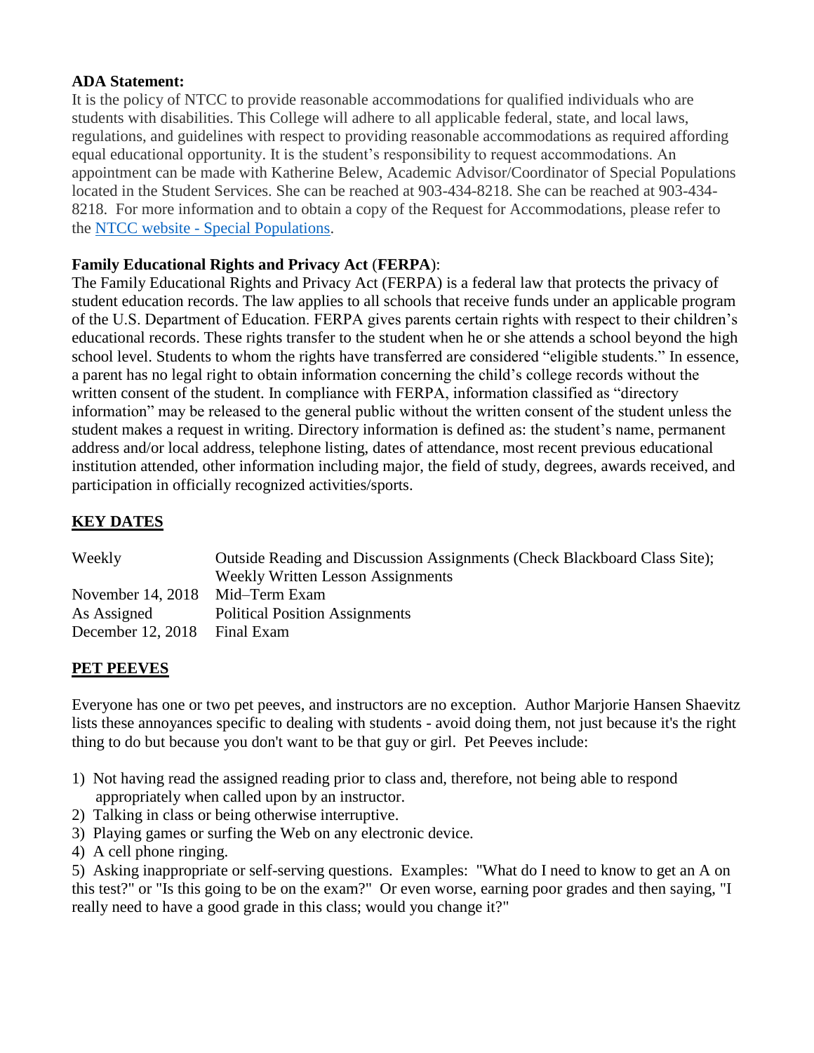**ADA Statement:**

It is the policy of NTCC to provide reasonable accommodations for qualified individuals who are students with disabilities. This College will adhere to all applicable federal, state, and local laws, regulations, and guidelines with respect to providing reasonable accommodations as required affording equal educational opportunity. It is the student's responsibility to request accommodations. An appointment can be made with Katherine Belew, Academic Advisor/Coordinator of Special Populations located in the Student Services. She can be reached at 903-434-8218. She can be reached at 903-434-8218. For more information and to obtain a copy of the Request for Accommodations, please refer to the NTCC website - Special Populations.

**Family Educational Rights and Privacy Act** (**FERPA**):

The Family Educational Rights and Privacy Act (FERPA) is a federal law that protects the privacy of student education records. The law applies to all schools that receive funds under an applicable program of the U.S. Department of Education. FERPA gives parents certain rights with respect to their children's educational records. These rights transfer to the student when he or she attends a school beyond the high school level. Students to whom the rights have transferred are considered "eligible students." In essence, a parent has no legal right to obtain information concerning the child's college records without the written consent of the student. In compliance with FERPA, information classified as "directory information" may be released to the general public without the written consent of the student unless the student makes a request in writing. Directory information is defined as: the student's name, permanent address and/or local address, telephone listing, dates of attendance, most recent previous educational institution attended, other information including major, the field of study, degrees, awards received, and participation in officially recognized activities/sports.

## KEY DATES

| | |
|---|---|
| Weekly | Outside Reading and Discussion Assignments (Check Blackboard Class Site); Weekly Written Lesson Assignments |
| November 14, 2018 | Mid–Term Exam |
| As Assigned | Political Position Assignments |
| December 12, 2018 | Final Exam |

## PET PEEVES

Everyone has one or two pet peeves, and instructors are no exception. Author Marjorie Hansen Shaevitz lists these annoyances specific to dealing with students - avoid doing them, not just because it's the right thing to do but because you don't want to be that guy or girl. Pet Peeves include:

1) Not having read the assigned reading prior to class and, therefore, not being able to respond appropriately when called upon by an instructor.
2) Talking in class or being otherwise interruptive.
3) Playing games or surfing the Web on any electronic device.
4) A cell phone ringing.
5) Asking inappropriate or self-serving questions. Examples: "What do I need to know to get an A on this test?" or "Is this going to be on the exam?" Or even worse, earning poor grades and then saying, "I really need to have a good grade in this class; would you change it?"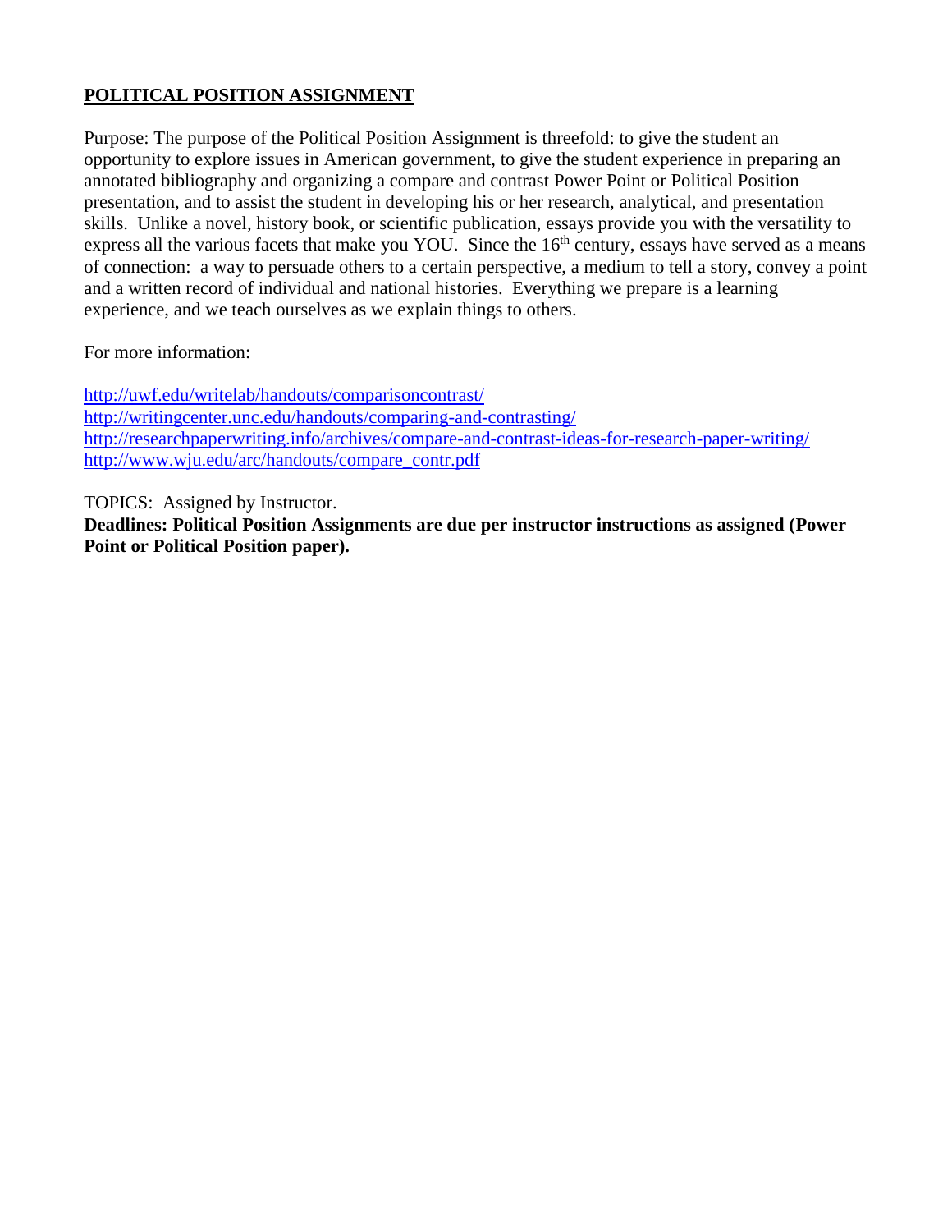## **POLITICAL POSITION ASSIGNMENT**

Purpose: The purpose of the Political Position Assignment is threefold: to give the student an opportunity to explore issues in American government, to give the student experience in preparing an annotated bibliography and organizing a compare and contrast Power Point or Political Position presentation, and to assist the student in developing his or her research, analytical, and presentation skills. Unlike a novel, history book, or scientific publication, essays provide you with the versatility to express all the various facets that make you YOU. Since the 16th century, essays have served as a means of connection: a way to persuade others to a certain perspective, a medium to tell a story, convey a point and a written record of individual and national histories. Everything we prepare is a learning experience, and we teach ourselves as we explain things to others.

For more information:

http://uwf.edu/writelab/handouts/comparisoncontrast/
http://writingcenter.unc.edu/handouts/comparing-and-contrasting/
http://researchpaperwriting.info/archives/compare-and-contrast-ideas-for-research-paper-writing/
http://www.wju.edu/arc/handouts/compare_contr.pdf

TOPICS: Assigned by Instructor.
**Deadlines: Political Position Assignments are due per instructor instructions as assigned (Power Point or Political Position paper).**